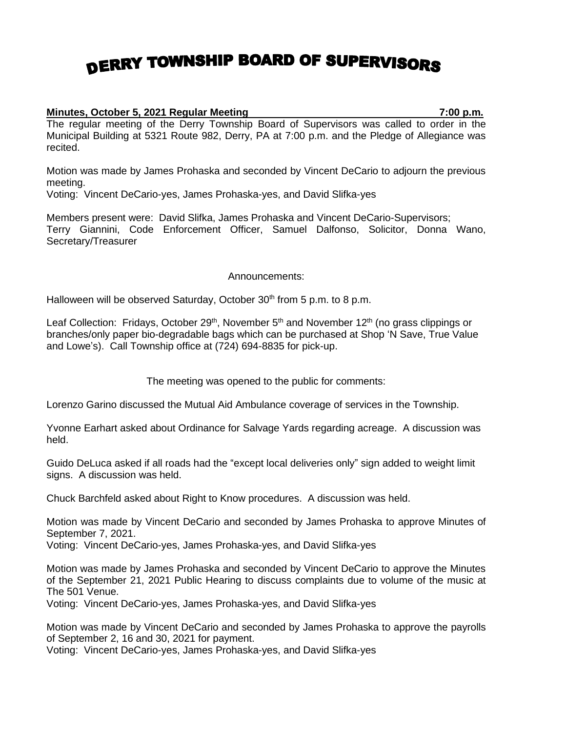# DERRY TOWNSHIP BOARD OF SUPERVISORS

**Minutes, October 5, 2021 Regular Meeting 7:00 p.m.**

The regular meeting of the Derry Township Board of Supervisors was called to order in the Municipal Building at 5321 Route 982, Derry, PA at 7:00 p.m. and the Pledge of Allegiance was recited.

Motion was made by James Prohaska and seconded by Vincent DeCario to adjourn the previous meeting.
Voting: Vincent DeCario-yes, James Prohaska-yes, and David Slifka-yes

Members present were: David Slifka, James Prohaska and Vincent DeCario-Supervisors; Terry Giannini, Code Enforcement Officer, Samuel Dalfonso, Solicitor, Donna Wano, Secretary/Treasurer

Announcements:

Halloween will be observed Saturday, October 30th from 5 p.m. to 8 p.m.

Leaf Collection: Fridays, October 29th, November 5th and November 12th (no grass clippings or branches/only paper bio-degradable bags which can be purchased at Shop 'N Save, True Value and Lowe's). Call Township office at (724) 694-8835 for pick-up.

The meeting was opened to the public for comments:

Lorenzo Garino discussed the Mutual Aid Ambulance coverage of services in the Township.

Yvonne Earhart asked about Ordinance for Salvage Yards regarding acreage. A discussion was held.

Guido DeLuca asked if all roads had the "except local deliveries only" sign added to weight limit signs. A discussion was held.

Chuck Barchfeld asked about Right to Know procedures. A discussion was held.

Motion was made by Vincent DeCario and seconded by James Prohaska to approve Minutes of September 7, 2021.
Voting: Vincent DeCario-yes, James Prohaska-yes, and David Slifka-yes

Motion was made by James Prohaska and seconded by Vincent DeCario to approve the Minutes of the September 21, 2021 Public Hearing to discuss complaints due to volume of the music at The 501 Venue.
Voting: Vincent DeCario-yes, James Prohaska-yes, and David Slifka-yes

Motion was made by Vincent DeCario and seconded by James Prohaska to approve the payrolls of September 2, 16 and 30, 2021 for payment.
Voting: Vincent DeCario-yes, James Prohaska-yes, and David Slifka-yes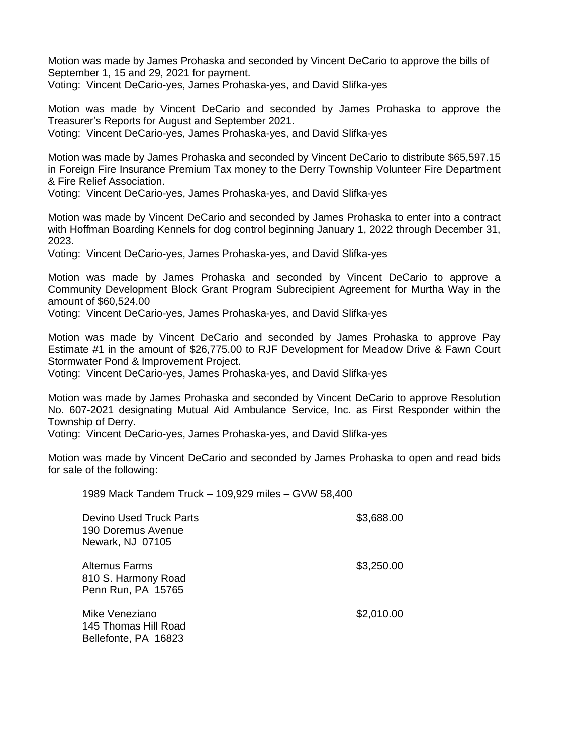Motion was made by James Prohaska and seconded by Vincent DeCario to approve the bills of September 1, 15 and 29, 2021 for payment.
Voting: Vincent DeCario-yes, James Prohaska-yes, and David Slifka-yes

Motion was made by Vincent DeCario and seconded by James Prohaska to approve the Treasurer's Reports for August and September 2021.
Voting: Vincent DeCario-yes, James Prohaska-yes, and David Slifka-yes

Motion was made by James Prohaska and seconded by Vincent DeCario to distribute $65,597.15 in Foreign Fire Insurance Premium Tax money to the Derry Township Volunteer Fire Department & Fire Relief Association.
Voting: Vincent DeCario-yes, James Prohaska-yes, and David Slifka-yes

Motion was made by Vincent DeCario and seconded by James Prohaska to enter into a contract with Hoffman Boarding Kennels for dog control beginning January 1, 2022 through December 31, 2023.
Voting: Vincent DeCario-yes, James Prohaska-yes, and David Slifka-yes

Motion was made by James Prohaska and seconded by Vincent DeCario to approve a Community Development Block Grant Program Subrecipient Agreement for Murtha Way in the amount of $60,524.00
Voting: Vincent DeCario-yes, James Prohaska-yes, and David Slifka-yes

Motion was made by Vincent DeCario and seconded by James Prohaska to approve Pay Estimate #1 in the amount of $26,775.00 to RJF Development for Meadow Drive & Fawn Court Stormwater Pond & Improvement Project.
Voting: Vincent DeCario-yes, James Prohaska-yes, and David Slifka-yes

Motion was made by James Prohaska and seconded by Vincent DeCario to approve Resolution No. 607-2021 designating Mutual Aid Ambulance Service, Inc. as First Responder within the Township of Derry.
Voting: Vincent DeCario-yes, James Prohaska-yes, and David Slifka-yes

Motion was made by Vincent DeCario and seconded by James Prohaska to open and read bids for sale of the following:

<u>1989 Mack Tandem Truck – 109,929 miles – GVW 58,400</u>

| | |
|---|---|
| Devino Used Truck Parts<br>190 Doremus Avenue<br>Newark, NJ 07105 | $3,688.00 |
| Altemus Farms<br>810 S. Harmony Road<br>Penn Run, PA 15765 | $3,250.00 |
| Mike Veneziano<br>145 Thomas Hill Road<br>Bellefonte, PA 16823 | $2,010.00 |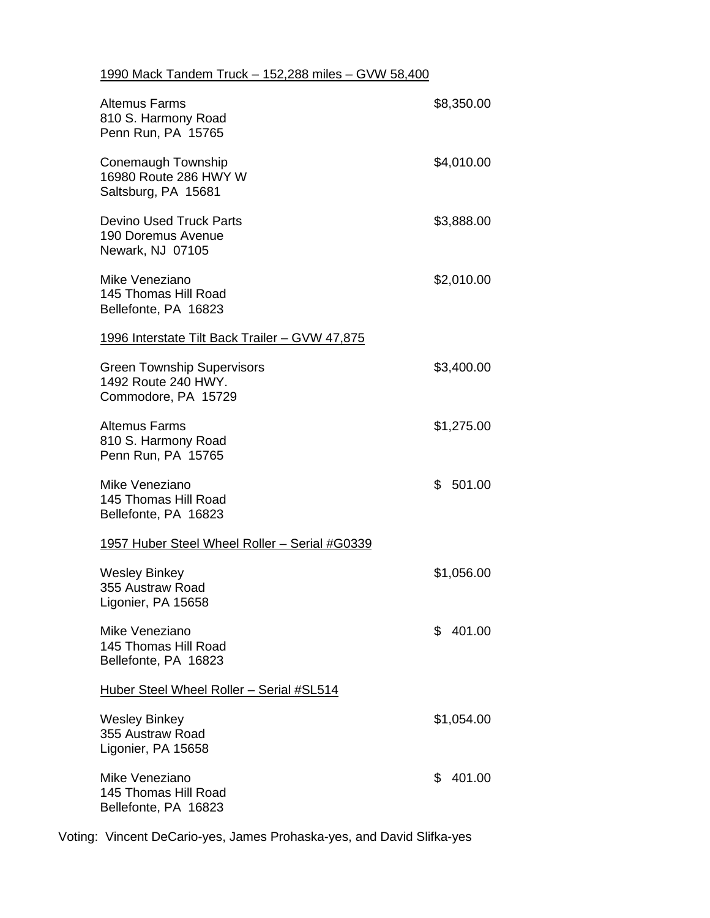<u>1990 Mack Tandem Truck – 152,288 miles – GVW 58,400</u>

| | |
|---|---|
| Altemus Farms<br>810 S. Harmony Road<br>Penn Run, PA 15765 | $8,350.00 |
| Conemaugh Township<br>16980 Route 286 HWY W<br>Saltsburg, PA 15681 | $4,010.00 |
| Devino Used Truck Parts<br>190 Doremus Avenue<br>Newark, NJ 07105 | $3,888.00 |
| Mike Veneziano<br>145 Thomas Hill Road<br>Bellefonte, PA 16823 | $2,010.00 |

<u>1996 Interstate Tilt Back Trailer – GVW 47,875</u>

| | |
|---|---|
| Green Township Supervisors<br>1492 Route 240 HWY.<br>Commodore, PA 15729 | $3,400.00 |
| Altemus Farms<br>810 S. Harmony Road<br>Penn Run, PA 15765 | $1,275.00 |
| Mike Veneziano<br>145 Thomas Hill Road<br>Bellefonte, PA 16823 | $ 501.00 |

<u>1957 Huber Steel Wheel Roller – Serial #G0339</u>

| | |
|---|---|
| Wesley Binkey<br>355 Austraw Road<br>Ligonier, PA 15658 | $1,056.00 |
| Mike Veneziano<br>145 Thomas Hill Road<br>Bellefonte, PA 16823 | $ 401.00 |

<u>Huber Steel Wheel Roller – Serial #SL514</u>

| | |
|---|---|
| Wesley Binkey<br>355 Austraw Road<br>Ligonier, PA 15658 | $1,054.00 |
| Mike Veneziano<br>145 Thomas Hill Road<br>Bellefonte, PA 16823 | $ 401.00 |

Voting: Vincent DeCario-yes, James Prohaska-yes, and David Slifka-yes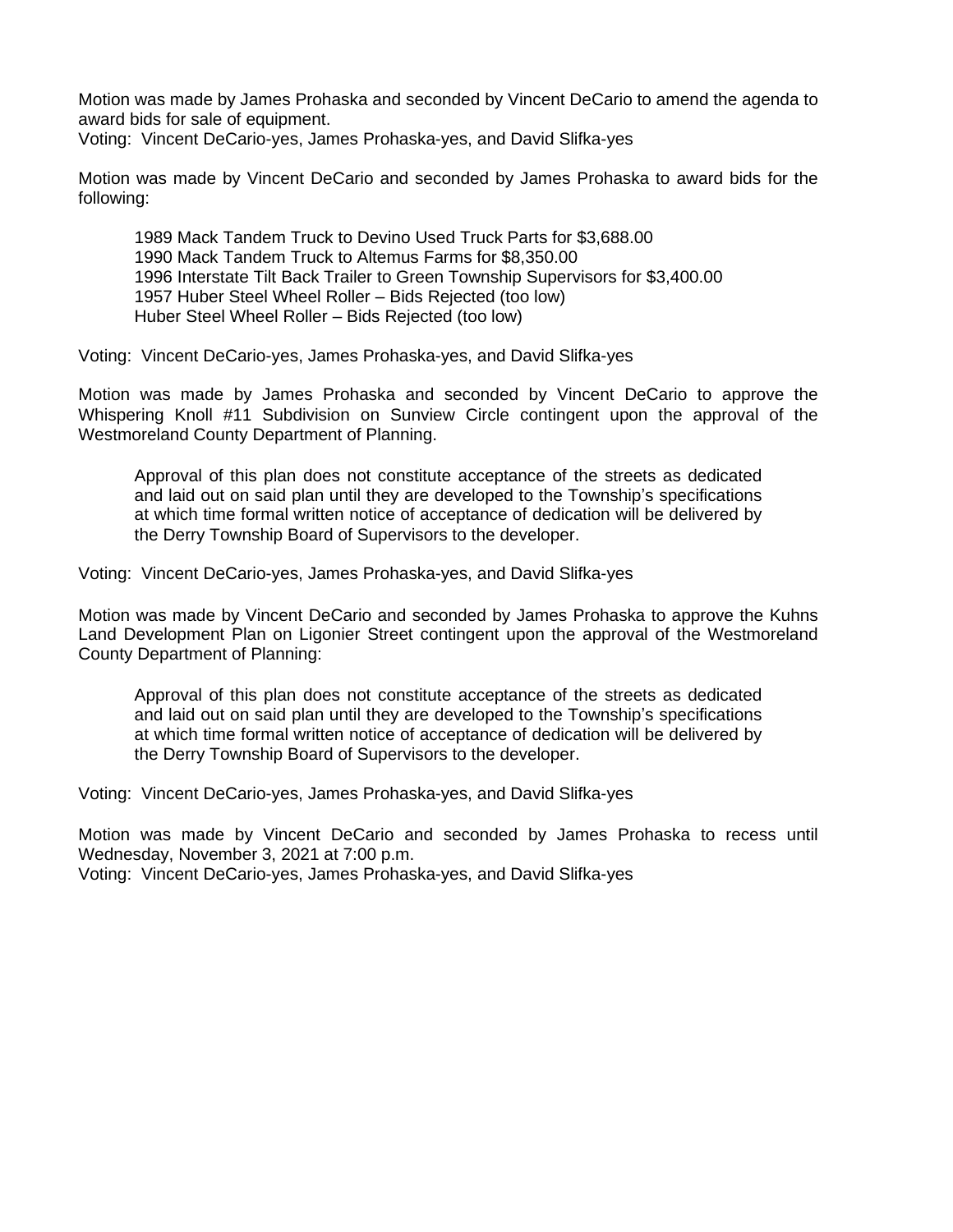Motion was made by James Prohaska and seconded by Vincent DeCario to amend the agenda to award bids for sale of equipment.
Voting: Vincent DeCario-yes, James Prohaska-yes, and David Slifka-yes

Motion was made by Vincent DeCario and seconded by James Prohaska to award bids for the following:

> 1989 Mack Tandem Truck to Devino Used Truck Parts for $3,688.00
> 1990 Mack Tandem Truck to Altemus Farms for $8,350.00
> 1996 Interstate Tilt Back Trailer to Green Township Supervisors for $3,400.00
> 1957 Huber Steel Wheel Roller – Bids Rejected (too low)
> Huber Steel Wheel Roller – Bids Rejected (too low)

Voting: Vincent DeCario-yes, James Prohaska-yes, and David Slifka-yes

Motion was made by James Prohaska and seconded by Vincent DeCario to approve the Whispering Knoll #11 Subdivision on Sunview Circle contingent upon the approval of the Westmoreland County Department of Planning.

> Approval of this plan does not constitute acceptance of the streets as dedicated and laid out on said plan until they are developed to the Township's specifications at which time formal written notice of acceptance of dedication will be delivered by the Derry Township Board of Supervisors to the developer.

Voting: Vincent DeCario-yes, James Prohaska-yes, and David Slifka-yes

Motion was made by Vincent DeCario and seconded by James Prohaska to approve the Kuhns Land Development Plan on Ligonier Street contingent upon the approval of the Westmoreland County Department of Planning:

> Approval of this plan does not constitute acceptance of the streets as dedicated and laid out on said plan until they are developed to the Township's specifications at which time formal written notice of acceptance of dedication will be delivered by the Derry Township Board of Supervisors to the developer.

Voting: Vincent DeCario-yes, James Prohaska-yes, and David Slifka-yes

Motion was made by Vincent DeCario and seconded by James Prohaska to recess until Wednesday, November 3, 2021 at 7:00 p.m.
Voting: Vincent DeCario-yes, James Prohaska-yes, and David Slifka-yes